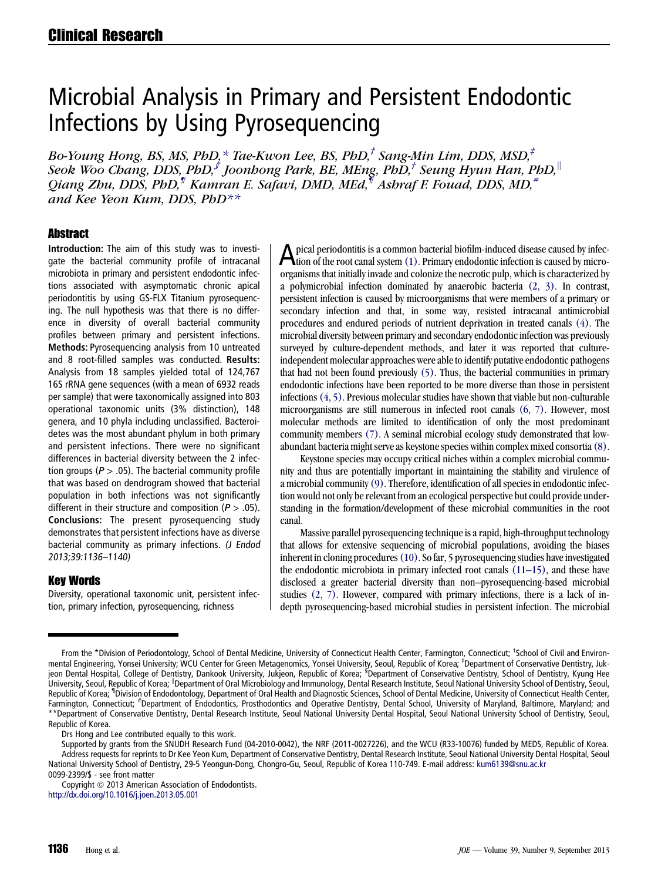Clinical Research

# Microbial Analysis in Primary and Persistent Endodontic Infections by Using Pyrosequencing

*Bo-Young Hong, BS, MS, PhD,[*] Tae-Kwon Lee, BS, PhD,[†] Sang-Min Lim, DDS, MSD,[‡] Seok Woo Chang, DDS, PhD,[§] Joonhong Park, BE, MEng, PhD,[†] Seung Hyun Han, PhD,[‖] Qiang Zhu, DDS, PhD,[¶] Kamran E. Safavi, DMD, MEd,[¶] Ashraf F. Fouad, DDS, MD,[#] and Kee Yeon Kum, DDS, PhD[**]*

## Abstract

**Introduction:** The aim of this study was to investigate the bacterial community profile of intracanal microbiota in primary and persistent endodontic infections associated with asymptomatic chronic apical periodontitis by using GS-FLX Titanium pyrosequencing. The null hypothesis was that there is no difference in diversity of overall bacterial community profiles between primary and persistent infections. **Methods:** Pyrosequencing analysis from 10 untreated and 8 root-filled samples was conducted. **Results:** Analysis from 18 samples yielded total of 124,767 16S rRNA gene sequences (with a mean of 6932 reads per sample) that were taxonomically assigned into 803 operational taxonomic units (3% distinction), 148 genera, and 10 phyla including unclassified. Bacteroidetes was the most abundant phylum in both primary and persistent infections. There were no significant differences in bacterial diversity between the 2 infection groups ($P > .05$). The bacterial community profile that was based on dendrogram showed that bacterial population in both infections was not significantly different in their structure and composition ($P > .05$). **Conclusions:** The present pyrosequencing study demonstrates that persistent infections have as diverse bacterial community as primary infections. *(J Endod 2013;39:1136–1140)*

## Key Words

Diversity, operational taxonomic unit, persistent infection, primary infection, pyrosequencing, richness

Apical periodontitis is a common bacterial biofilm-induced disease caused by infection of the root canal system (1). Primary endodontic infection is caused by microorganisms that initially invade and colonize the necrotic pulp, which is characterized by a polymicrobial infection dominated by anaerobic bacteria (2, 3). In contrast, persistent infection is caused by microorganisms that were members of a primary or secondary infection and that, in some way, resisted intracanal antimicrobial procedures and endured periods of nutrient deprivation in treated canals (4). The microbial diversity between primary and secondary endodontic infection was previously surveyed by culture-dependent methods, and later it was reported that culture-independent molecular approaches were able to identify putative endodontic pathogens that had not been found previously (5). Thus, the bacterial communities in primary endodontic infections have been reported to be more diverse than those in persistent infections (4, 5). Previous molecular studies have shown that viable but non-culturable microorganisms are still numerous in infected root canals (6, 7). However, most molecular methods are limited to identification of only the most predominant community members (7). A seminal microbial ecology study demonstrated that low-abundant bacteria might serve as keystone species within complex mixed consortia (8).

Keystone species may occupy critical niches within a complex microbial community and thus are potentially important in maintaining the stability and virulence of a microbial community (9). Therefore, identification of all species in endodontic infection would not only be relevant from an ecological perspective but could provide understanding in the formation/development of these microbial communities in the root canal.

Massive parallel pyrosequencing technique is a rapid, high-throughput technology that allows for extensive sequencing of microbial populations, avoiding the biases inherent in cloning procedures (10). So far, 5 pyrosequencing studies have investigated the endodontic microbiota in primary infected root canals (11–15), and these have disclosed a greater bacterial diversity than non–pyrosequencing-based microbial studies (2, 7). However, compared with primary infections, there is a lack of in-depth pyrosequencing-based microbial studies in persistent infection. The microbial

From the *Division of Periodontology, School of Dental Medicine, University of Connecticut Health Center, Farmington, Connecticut; †School of Civil and Environmental Engineering, Yonsei University; WCU Center for Green Metagenomics, Yonsei University, Seoul, Republic of Korea; ‡Department of Conservative Dentistry, Jukjeon Dental Hospital, College of Dentistry, Dankook University, Jukjeon, Republic of Korea; §Department of Conservative Dentistry, School of Dentistry, Kyung Hee University, Seoul, Republic of Korea; ‖Department of Oral Microbiology and Immunology, Dental Research Institute, Seoul National University School of Dentistry, Seoul, Republic of Korea; ¶Division of Endodontology, Department of Oral Health and Diagnostic Sciences, School of Dental Medicine, University of Connecticut Health Center, Farmington, Connecticut; #Department of Endodontics, Prosthodontics and Operative Dentistry, Dental School, University of Maryland, Baltimore, Maryland; and **Department of Conservative Dentistry, Dental Research Institute, Seoul National University Dental Hospital, Seoul National University School of Dentistry, Seoul, Republic of Korea.

Drs Hong and Lee contributed equally to this work.

Supported by grants from the SNUDH Research Fund (04-2010-0042), the NRF (2011-0027226), and the WCU (R33-10076) funded by MEDS, Republic of Korea.

Address requests for reprints to Dr Kee Yeon Kum, Department of Conservative Dentistry, Dental Research Institute, Seoul National University Dental Hospital, Seoul National University School of Dentistry, 29-5 Yeongun-Dong, Chongro-Gu, Seoul, Republic of Korea 110-749. E-mail address: kum6139@snu.ac.kr

0099-2399/$ - see front matter

Copyright © 2013 American Association of Endodontists.

http://dx.doi.org/10.1016/j.joen.2013.05.001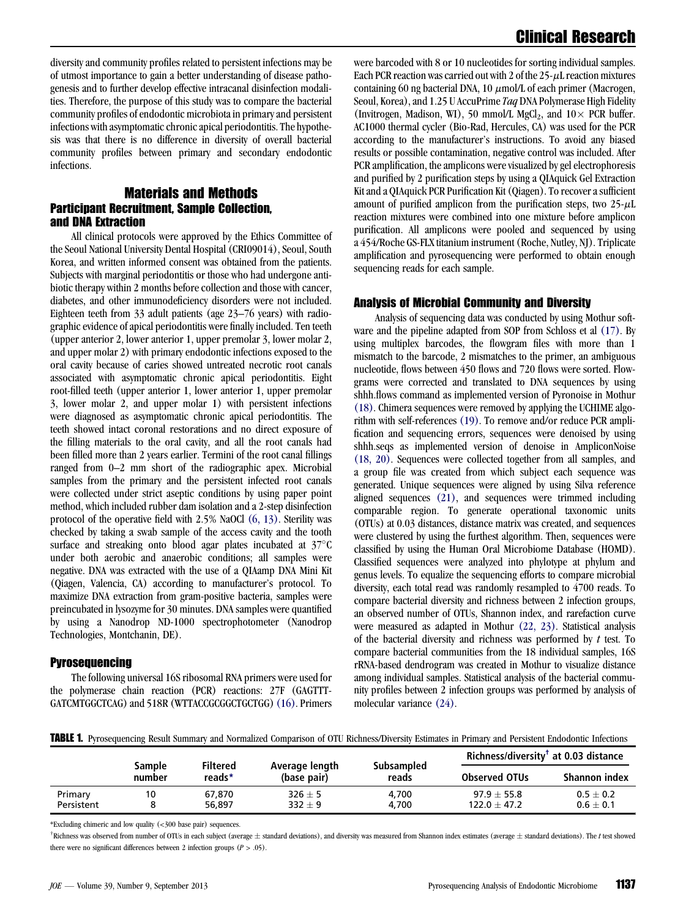diversity and community profiles related to persistent infections may be of utmost importance to gain a better understanding of disease pathogenesis and to further develop effective intracanal disinfection modalities. Therefore, the purpose of this study was to compare the bacterial community profiles of endodontic microbiota in primary and persistent infections with asymptomatic chronic apical periodontitis. The hypothesis was that there is no difference in diversity of overall bacterial community profiles between primary and secondary endodontic infections.

## Materials and Methods

### Participant Recruitment, Sample Collection, and DNA Extraction

All clinical protocols were approved by the Ethics Committee of the Seoul National University Dental Hospital (CRI09014), Seoul, South Korea, and written informed consent was obtained from the patients. Subjects with marginal periodontitis or those who had undergone antibiotic therapy within 2 months before collection and those with cancer, diabetes, and other immunodeficiency disorders were not included. Eighteen teeth from 33 adult patients (age 23–76 years) with radiographic evidence of apical periodontitis were finally included. Ten teeth (upper anterior 2, lower anterior 1, upper premolar 3, lower molar 2, and upper molar 2) with primary endodontic infections exposed to the oral cavity because of caries showed untreated necrotic root canals associated with asymptomatic chronic apical periodontitis. Eight root-filled teeth (upper anterior 1, lower anterior 1, upper premolar 3, lower molar 2, and upper molar 1) with persistent infections were diagnosed as asymptomatic chronic apical periodontitis. The teeth showed intact coronal restorations and no direct exposure of the filling materials to the oral cavity, and all the root canals had been filled more than 2 years earlier. Termini of the root canal fillings ranged from 0–2 mm short of the radiographic apex. Microbial samples from the primary and the persistent infected root canals were collected under strict aseptic conditions by using paper point method, which included rubber dam isolation and a 2-step disinfection protocol of the operative field with 2.5% NaOCl (6, 13). Sterility was checked by taking a swab sample of the access cavity and the tooth surface and streaking onto blood agar plates incubated at 37°C under both aerobic and anaerobic conditions; all samples were negative. DNA was extracted with the use of a QIAamp DNA Mini Kit (Qiagen, Valencia, CA) according to manufacturer's protocol. To maximize DNA extraction from gram-positive bacteria, samples were preincubated in lysozyme for 30 minutes. DNA samples were quantified by using a Nanodrop ND-1000 spectrophotometer (Nanodrop Technologies, Montchanin, DE).

### Pyrosequencing

The following universal 16S ribosomal RNA primers were used for the polymerase chain reaction (PCR) reactions: 27F (GAGTTT-GATCMTGGCTCAG) and 518R (WTTACCGCGGCTGCTGG) (16). Primers were barcoded with 8 or 10 nucleotides for sorting individual samples. Each PCR reaction was carried out with 2 of the 25-$\mu$L reaction mixtures containing 60 ng bacterial DNA, 10 $\mu$mol/L of each primer (Macrogen, Seoul, Korea), and 1.25 U AccuPrime *Taq* DNA Polymerase High Fidelity (Invitrogen, Madison, WI), 50 mmol/L $MgCl_2$, and 10× PCR buffer. AC1000 thermal cycler (Bio-Rad, Hercules, CA) was used for the PCR according to the manufacturer's instructions. To avoid any biased results or possible contamination, negative control was included. After PCR amplification, the amplicons were visualized by gel electrophoresis and purified by 2 purification steps by using a QIAquick Gel Extraction Kit and a QIAquick PCR Purification Kit (Qiagen). To recover a sufficient amount of purified amplicon from the purification steps, two 25-$\mu$L reaction mixtures were combined into one mixture before amplicon purification. All amplicons were pooled and sequenced by using a 454/Roche GS-FLX titanium instrument (Roche, Nutley, NJ). Triplicate amplification and pyrosequencing were performed to obtain enough sequencing reads for each sample.

### Analysis of Microbial Community and Diversity

Analysis of sequencing data was conducted by using Mothur software and the pipeline adapted from SOP from Schloss et al (17). By using multiplex barcodes, the flowgram files with more than 1 mismatch to the barcode, 2 mismatches to the primer, an ambiguous nucleotide, flows between 450 flows and 720 flows were sorted. Flowgrams were corrected and translated to DNA sequences by using shhh.flows command as implemented version of Pyronoise in Mothur (18). Chimera sequences were removed by applying the UCHIME algorithm with self-references (19). To remove and/or reduce PCR amplification and sequencing errors, sequences were denoised by using shhh.seqs as implemented version of denoise in AmpliconNoise (18, 20). Sequences were collected together from all samples, and a group file was created from which subject each sequence was generated. Unique sequences were aligned by using Silva reference aligned sequences (21), and sequences were trimmed including comparable region. To generate operational taxonomic units (OTUs) at 0.03 distances, distance matrix was created, and sequences were clustered by using the furthest algorithm. Then, sequences were classified by using the Human Oral Microbiome Database (HOMD). Classified sequences were analyzed into phylotype at phylum and genus levels. To equalize the sequencing efforts to compare microbial diversity, each total read was randomly resampled to 4700 reads. To compare bacterial diversity and richness between 2 infection groups, an observed number of OTUs, Shannon index, and rarefaction curve were measured as adapted in Mothur (22, 23). Statistical analysis of the bacterial diversity and richness was performed by *t* test. To compare bacterial communities from the 18 individual samples, 16S rRNA-based dendrogram was created in Mothur to visualize distance among individual samples. Statistical analysis of the bacterial community profiles between 2 infection groups was performed by analysis of molecular variance (24).

**TABLE 1.** Pyrosequencing Result Summary and Normalized Comparison of OTU Richness/Diversity Estimates in Primary and Persistent Endodontic Infections

| | Sample number | Filtered reads* | Average length (base pair) | Subsampled reads | Richness/diversity† at 0.03 distance | |
|---|---|---|---|---|---|---|
| | | | | | Observed OTUs | Shannon index |
| Primary | 10 | 67,870 | 326 ± 5 | 4,700 | 97.9 ± 55.8 | 0.5 ± 0.2 |
| Persistent | 8 | 56,897 | 332 ± 9 | 4,700 | 122.0 ± 47.2 | 0.6 ± 0.1 |

*Excluding chimeric and low quality (<300 base pair) sequences.

†Richness was observed from number of OTUs in each subject (average ± standard deviations), and diversity was measured from Shannon index estimates (average ± standard deviations). The *t* test showed there were no significant differences between 2 infection groups ($P > .05$).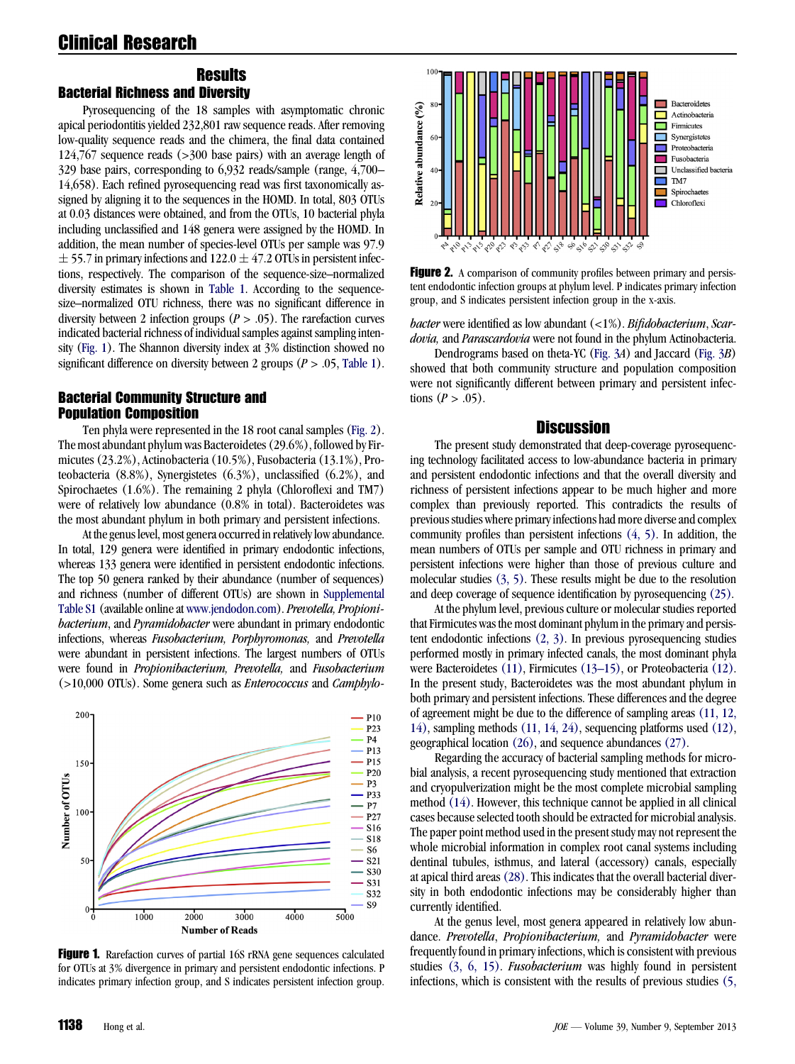# Results

## Bacterial Richness and Diversity

Pyrosequencing of the 18 samples with asymptomatic chronic apical periodontitis yielded 232,801 raw sequence reads. After removing low-quality sequence reads and the chimera, the final data contained 124,767 sequence reads (>300 base pairs) with an average length of 329 base pairs, corresponding to 6,932 reads/sample (range, 4,700–14,658). Each refined pyrosequencing read was first taxonomically assigned by aligning it to the sequences in the HOMD. In total, 803 OTUs at 0.03 distances were obtained, and from the OTUs, 10 bacterial phyla including unclassified and 148 genera were assigned by the HOMD. In addition, the mean number of species-level OTUs per sample was 97.9 $\pm$ 55.7 in primary infections and 122.0 $\pm$ 47.2 OTUs in persistent infections, respectively. The comparison of the sequence-size–normalized diversity estimates is shown in Table 1. According to the sequence-size–normalized OTU richness, there was no significant difference in diversity between 2 infection groups ($P > .05$). The rarefaction curves indicated bacterial richness of individual samples against sampling intensity (Fig. 1). The Shannon diversity index at 3% distinction showed no significant difference on diversity between 2 groups ($P > .05$, Table 1).

## Bacterial Community Structure and Population Composition

Ten phyla were represented in the 18 root canal samples (Fig. 2). The most abundant phylum was Bacteroidetes (29.6%), followed by Firmicutes (23.2%), Actinobacteria (10.5%), Fusobacteria (13.1%), Proteobacteria (8.8%), Synergistetes (6.3%), unclassified (6.2%), and Spirochaetes (1.6%). The remaining 2 phyla (Chloroflexi and TM7) were of relatively low abundance (0.8% in total). Bacteroidetes was the most abundant phylum in both primary and persistent infections.

At the genus level, most genera occurred in relatively low abundance. In total, 129 genera were identified in primary endodontic infections, whereas 133 genera were identified in persistent endodontic infections. The top 50 genera ranked by their abundance (number of sequences) and richness (number of different OTUs) are shown in Supplemental Table S1 (available online at www.jendodon.com). *Prevotella*, *Propionibacterium*, and *Pyramidobacter* were abundant in primary endodontic infections, whereas *Fusobacterium*, *Porphyromonas*, and *Prevotella* were abundant in persistent infections. The largest numbers of OTUs were found in *Propionibacterium*, *Prevotella*, and *Fusobacterium* (>10,000 OTUs). Some genera such as *Enterococcus* and *Campylobacter* were identified as low abundant (<1%). *Bifidobacterium*, *Scardovia*, and *Parascardovia* were not found in the phylum Actinobacteria.

Dendrograms based on theta-YC (Fig. 3*A*) and Jaccard (Fig. 3*B*) showed that both community structure and population composition were not significantly different between primary and persistent infections ($P > .05$).

**Figure 1.** Rarefaction curves of partial 16S rRNA gene sequences calculated for OTUs at 3% divergence in primary and persistent endodontic infections. P indicates primary infection group, and S indicates persistent infection group.

**Figure 2.** A comparison of community profiles between primary and persistent endodontic infection groups at phylum level. P indicates primary infection group, and S indicates persistent infection group in the x-axis.

# Discussion

The present study demonstrated that deep-coverage pyrosequencing technology facilitated access to low-abundance bacteria in primary and persistent endodontic infections and that the overall diversity and richness of persistent infections appear to be much higher and more complex than previously reported. This contradicts the results of previous studies where primary infections had more diverse and complex community profiles than persistent infections (4, 5). In addition, the mean numbers of OTUs per sample and OTU richness in primary and persistent infections were higher than those of previous culture and molecular studies (3, 5). These results might be due to the resolution and deep coverage of sequence identification by pyrosequencing (25).

At the phylum level, previous culture or molecular studies reported that Firmicutes was the most dominant phylum in the primary and persistent endodontic infections (2, 3). In previous pyrosequencing studies performed mostly in primary infected canals, the most dominant phyla were Bacteroidetes (11), Firmicutes (13–15), or Proteobacteria (12). In the present study, Bacteroidetes was the most abundant phylum in both primary and persistent infections. These differences and the degree of agreement might be due to the difference of sampling areas (11, 12, 14), sampling methods (11, 14, 24), sequencing platforms used (12), geographical location (26), and sequence abundances (27).

Regarding the accuracy of bacterial sampling methods for microbial analysis, a recent pyrosequencing study mentioned that extraction and cryopulverization might be the most complete microbial sampling method (14). However, this technique cannot be applied in all clinical cases because selected tooth should be extracted for microbial analysis. The paper point method used in the present study may not represent the whole microbial information in complex root canal systems including dentinal tubules, isthmus, and lateral (accessory) canals, especially at apical third areas (28). This indicates that the overall bacterial diversity in both endodontic infections may be considerably higher than currently identified.

At the genus level, most genera appeared in relatively low abundance. *Prevotella*, *Propionibacterium*, and *Pyramidobacter* were frequently found in primary infections, which is consistent with previous studies (3, 6, 15). *Fusobacterium* was highly found in persistent infections, which is consistent with the results of previous studies (5,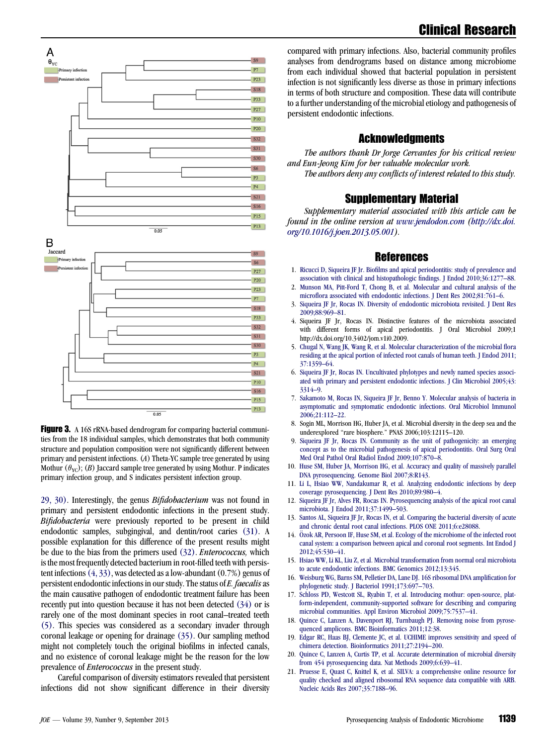Figure 3. A 16S rRNA-based dendrogram for comparing bacterial communities from the 18 individual samples, which demonstrates that both community structure and population composition were not significantly different between primary and persistent infections. (*A*) Theta-YC sample tree generated by using Mothur ($\theta_{YC}$); (*B*) Jaccard sample tree generated by using Mothur. P indicates primary infection group, and S indicates persistent infection group.

29, 30). Interestingly, the genus *Bifidobacterium* was not found in primary and persistent endodontic infections in the present study. *Bifidobacteria* were previously reported to be present in child endodontic samples, subgingival, and dentin/root caries (31). A possible explanation for this difference of the present results might be due to the bias from the primers used (32). *Enterococcus,* which is the most frequently detected bacterium in root-filled teeth with persistent infections (4, 33), was detected as a low-abundant (0.7%) genus of persistent endodontic infections in our study. The status of *E. faecalis* as the main causative pathogen of endodontic treatment failure has been recently put into question because it has not been detected (34) or is rarely one of the most dominant species in root canal–treated teeth (5). This species was considered as a secondary invader through coronal leakage or opening for drainage (35). Our sampling method might not completely touch the original biofilms in infected canals, and no existence of coronal leakage might be the reason for the low prevalence of *Enterococcus* in the present study.

Careful comparison of diversity estimators revealed that persistent infections did not show significant difference in their diversity compared with primary infections. Also, bacterial community profiles analyses from dendrograms based on distance among microbiome from each individual showed that bacterial population in persistent infection is not significantly less diverse as those in primary infections in terms of both structure and composition. These data will contribute to a further understanding of the microbial etiology and pathogenesis of persistent endodontic infections.

## Acknowledgments

*The authors thank Dr Jorge Cervantes for his critical review and Eun-Jeong Kim for her valuable molecular work.*

*The authors deny any conflicts of interest related to this study.*

## Supplementary Material

*Supplementary material associated with this article can be found in the online version at www.jendodon.com (http://dx.doi.org/10.1016/j.joen.2013.05.001).*

## References

1. Ricucci D, Siqueira JF Jr. Biofilms and apical periodontitis: study of prevalence and association with clinical and histopathologic findings. J Endod 2010;36:1277–88.
2. Munson MA, Pitt-Ford T, Chong B, et al. Molecular and cultural analysis of the microflora associated with endodontic infections. J Dent Res 2002;81:761–6.
3. Siqueira JF Jr, Rocas IN. Diversity of endodontic microbiota revisited. J Dent Res 2009;88:969–81.
4. Siqueira JF Jr, Rocas IN. Distinctive features of the microbiota associated with different forms of apical periodontitis. J Oral Microbiol 2009;1 http://dx.doi.org/10.3402/jom.v1i0.2009.
5. Chugal N, Wang JK, Wang R, et al. Molecular characterization of the microbial flora residing at the apical portion of infected root canals of human teeth. J Endod 2011;37:1359–64.
6. Siqueira JF Jr, Rocas IN. Uncultivated phylotypes and newly named species associated with primary and persistent endodontic infections. J Clin Microbiol 2005;43:3314–9.
7. Sakamoto M, Rocas IN, Siqueira JF Jr, Benno Y. Molecular analysis of bacteria in asymptomatic and symptomatic endodontic infections. Oral Microbiol Immunol 2006;21:112–22.
8. Sogin ML, Morrison HG, Huber JA, et al. Microbial diversity in the deep sea and the underexplored "rare biosphere." PNAS 2006;103:12115–120.
9. Siqueira JF Jr, Rocas IN. Community as the unit of pathogenicity: an emerging concept as to the microbial pathogenesis of apical periodontitis. Oral Surg Oral Med Oral Pathol Oral Radiol Endod 2009;107:870–8.
10. Huse SM, Huber JA, Morrison HG, et al. Accuracy and quality of massively parallel DNA pyrosequencing. Genome Biol 2007;8:R143.
11. Li L, Hsiao WW, Nandakumar R, et al. Analyzing endodontic infections by deep coverage pyrosequencing. J Dent Res 2010;89:980–4.
12. Siqueira JF Jr, Alves FR, Rocas IN. Pyrosequencing analysis of the apical root canal microbiota. J Endod 2011;37:1499–503.
13. Santos AL, Siqueira JF Jr, Rocas IN, et al. Comparing the bacterial diversity of acute and chronic dental root canal infections. PLOS ONE 2011;6:e28088.
14. Özok AR, Persoon IF, Huse SM, et al. Ecology of the microbiome of the infected root canal system: a comparison between apical and coronal root segments. Int Endod J 2012;45:530–41.
15. Hsiao WW, Li KL, Liu Z, et al. Microbial transformation from normal oral microbiota to acute endodontic infections. BMC Genomics 2012;13:345.
16. Weisburg WG, Barns SM, Pelletier DA, Lane DJ. 16S ribosomal DNA amplification for phylogenetic study. J Bacteriol 1991;173:697–703.
17. Schloss PD, Westcott SL, Ryabin T, et al. Introducing mothur: open-source, platform-independent, community-supported software for describing and comparing microbial communities. Appl Environ Microbiol 2009;75:7537–41.
18. Quince C, Lanzen A, Davenport RJ, Turnbaugh PJ. Removing noise from pyrosequenced amplicons. BMC Bioinformatics 2011;12:38.
19. Edgar RC, Haas BJ, Clemente JC, et al. UCHIME improves sensitivity and speed of chimera detection. Bioinformatics 2011;27:2194–200.
20. Quince C, Lanzen A, Curtis TP, et al. Accurate determination of microbial diversity from 454 pyrosequencing data. Nat Methods 2009;6:639–41.
21. Pruesse E, Quast C, Knittel K, et al. SILVA: a comprehensive online resource for quality checked and aligned ribosomal RNA sequence data compatible with ARB. Nucleic Acids Res 2007;35:7188–96.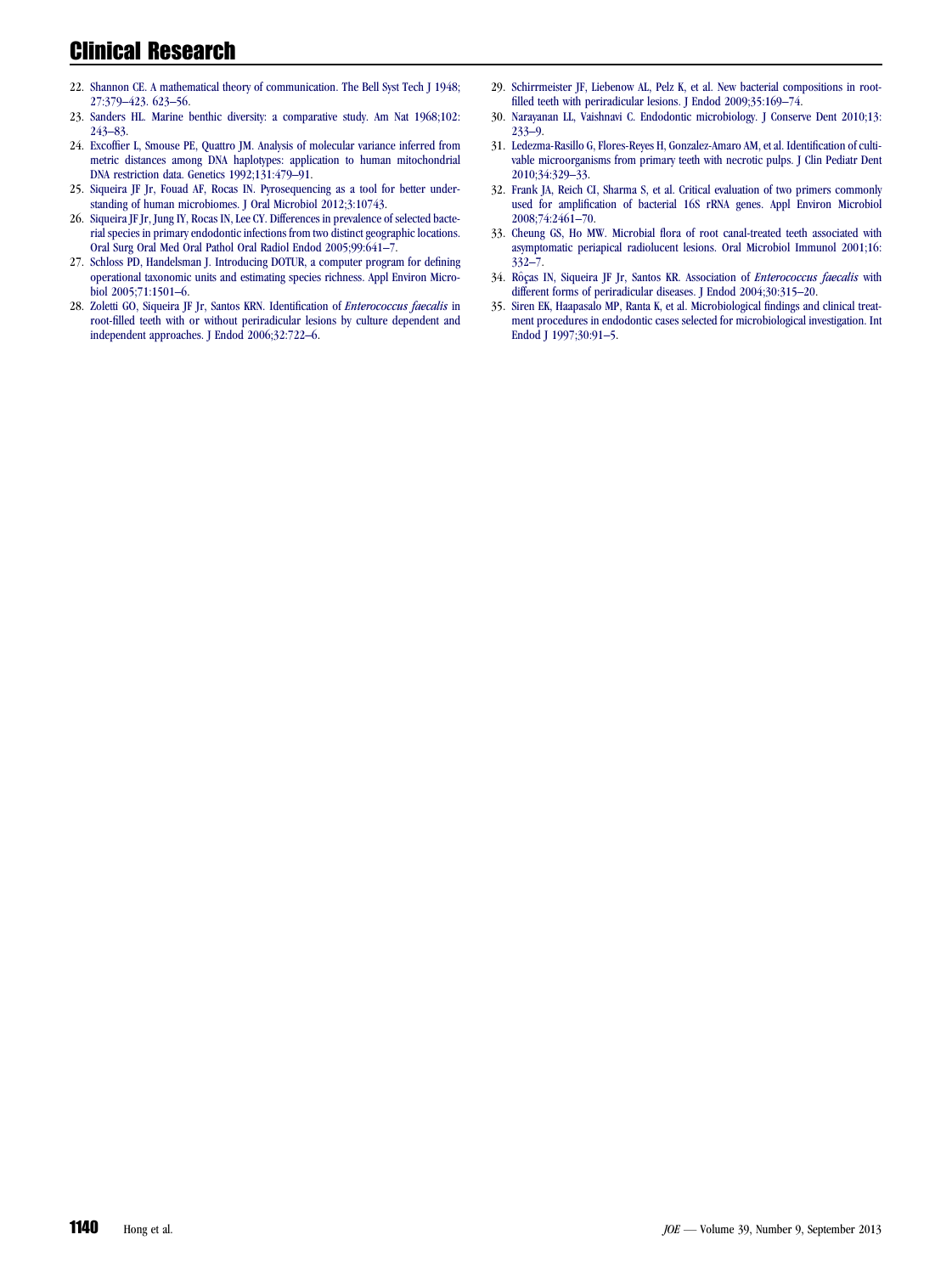22. Shannon CE. A mathematical theory of communication. The Bell Syst Tech J 1948; 27:379–423. 623–56.
23. Sanders HL. Marine benthic diversity: a comparative study. Am Nat 1968;102: 243–83.
24. Excoffier L, Smouse PE, Quattro JM. Analysis of molecular variance inferred from metric distances among DNA haplotypes: application to human mitochondrial DNA restriction data. Genetics 1992;131:479–91.
25. Siqueira JF Jr, Fouad AF, Rocas IN. Pyrosequencing as a tool for better understanding of human microbiomes. J Oral Microbiol 2012;3:10743.
26. Siqueira JF Jr, Jung IY, Rocas IN, Lee CY. Differences in prevalence of selected bacterial species in primary endodontic infections from two distinct geographic locations. Oral Surg Oral Med Oral Pathol Oral Radiol Endod 2005;99:641–7.
27. Schloss PD, Handelsman J. Introducing DOTUR, a computer program for defining operational taxonomic units and estimating species richness. Appl Environ Microbiol 2005;71:1501–6.
28. Zoletti GO, Siqueira JF Jr, Santos KRN. Identification of *Enterococcus faecalis* in root-filled teeth with or without periradicular lesions by culture dependent and independent approaches. J Endod 2006;32:722–6.
29. Schirrmeister JF, Liebenow AL, Pelz K, et al. New bacterial compositions in root-filled teeth with periradicular lesions. J Endod 2009;35:169–74.
30. Narayanan LL, Vaishnavi C. Endodontic microbiology. J Conserve Dent 2010;13: 233–9.
31. Ledezma-Rasillo G, Flores-Reyes H, Gonzalez-Amaro AM, et al. Identification of cultivable microorganisms from primary teeth with necrotic pulps. J Clin Pediatr Dent 2010;34:329–33.
32. Frank JA, Reich CI, Sharma S, et al. Critical evaluation of two primers commonly used for amplification of bacterial 16S rRNA genes. Appl Environ Microbiol 2008;74:2461–70.
33. Cheung GS, Ho MW. Microbial flora of root canal-treated teeth associated with asymptomatic periapical radiolucent lesions. Oral Microbiol Immunol 2001;16: 332–7.
34. Rôças IN, Siqueira JF Jr, Santos KR. Association of *Enterococcus faecalis* with different forms of periradicular diseases. J Endod 2004;30:315–20.
35. Siren EK, Haapasalo MP, Ranta K, et al. Microbiological findings and clinical treatment procedures in endodontic cases selected for microbiological investigation. Int Endod J 1997;30:91–5.